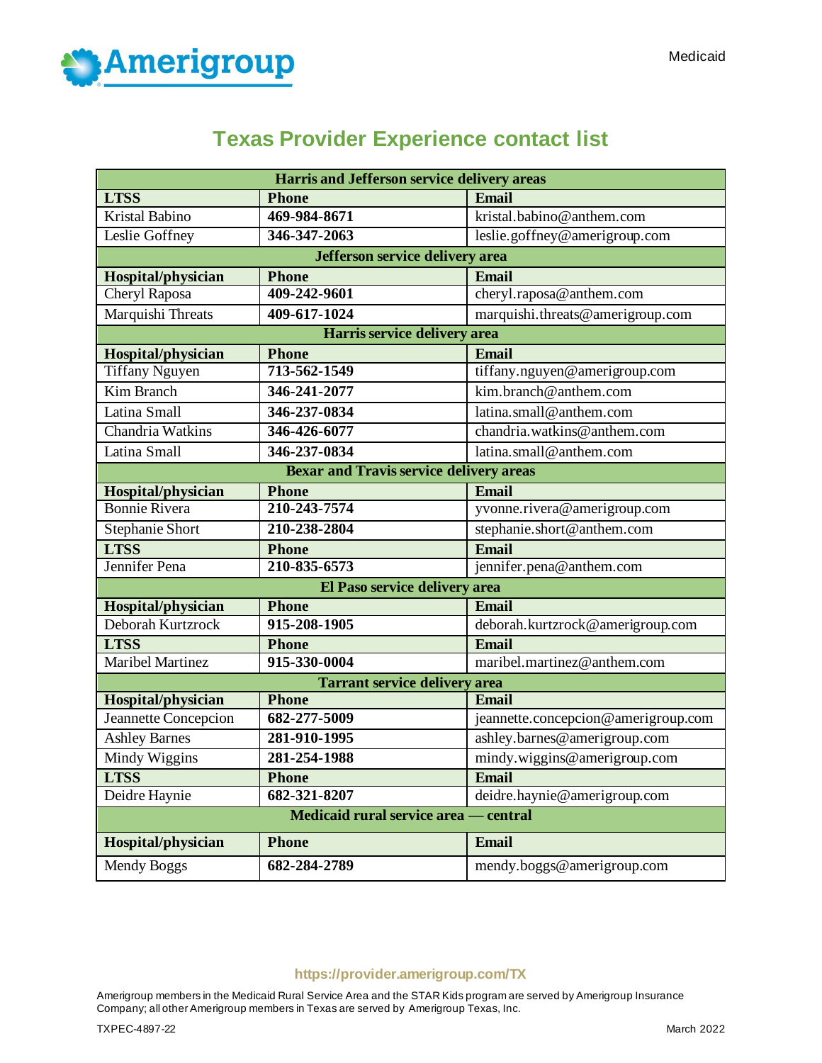Amerigroup

Medicaid

# Texas Provider Experience contact list

| Harris and Jefferson service delivery areas | | |
|---|---|---|
| **LTSS** | **Phone** | **Email** |
| Kristal Babino | **469-984-8671** | kristal.babino@anthem.com |
| Leslie Goffney | **346-347-2063** | leslie.goffney@amerigroup.com |
| **Jefferson service delivery area** | | |
| **Hospital/physician** | **Phone** | **Email** |
| Cheryl Raposa | **409-242-9601** | cheryl.raposa@anthem.com |
| Marquishi Threats | **409-617-1024** | marquishi.threats@amerigroup.com |
| **Harris service delivery area** | | |
| **Hospital/physician** | **Phone** | **Email** |
| Tiffany Nguyen | **713-562-1549** | tiffany.nguyen@amerigroup.com |
| Kim Branch | **346-241-2077** | kim.branch@anthem.com |
| Latina Small | **346-237-0834** | latina.small@anthem.com |
| Chandria Watkins | **346-426-6077** | chandria.watkins@anthem.com |
| Latina Small | **346-237-0834** | latina.small@anthem.com |
| **Bexar and Travis service delivery areas** | | |
| **Hospital/physician** | **Phone** | **Email** |
| Bonnie Rivera | **210-243-7574** | yvonne.rivera@amerigroup.com |
| Stephanie Short | **210-238-2804** | stephanie.short@anthem.com |
| **LTSS** | **Phone** | **Email** |
| Jennifer Pena | **210-835-6573** | jennifer.pena@anthem.com |
| **El Paso service delivery area** | | |
| **Hospital/physician** | **Phone** | **Email** |
| Deborah Kurtzrock | **915-208-1905** | deborah.kurtzrock@amerigroup.com |
| **LTSS** | **Phone** | **Email** |
| Maribel Martinez | **915-330-0004** | maribel.martinez@anthem.com |
| **Tarrant service delivery area** | | |
| **Hospital/physician** | **Phone** | **Email** |
| Jeannette Concepcion | **682-277-5009** | jeannette.concepcion@amerigroup.com |
| Ashley Barnes | **281-910-1995** | ashley.barnes@amerigroup.com |
| Mindy Wiggins | **281-254-1988** | mindy.wiggins@amerigroup.com |
| **LTSS** | **Phone** | **Email** |
| Deidre Haynie | **682-321-8207** | deidre.haynie@amerigroup.com |
| **Medicaid rural service area — central** | | |
| **Hospital/physician** | **Phone** | **Email** |
| Mendy Boggs | **682-284-2789** | mendy.boggs@amerigroup.com |

https://provider.amerigroup.com/TX

Amerigroup members in the Medicaid Rural Service Area and the STAR Kids program are served by Amerigroup Insurance Company; all other Amerigroup members in Texas are served by Amerigroup Texas, Inc.

TXPEC-4897-22 March 2022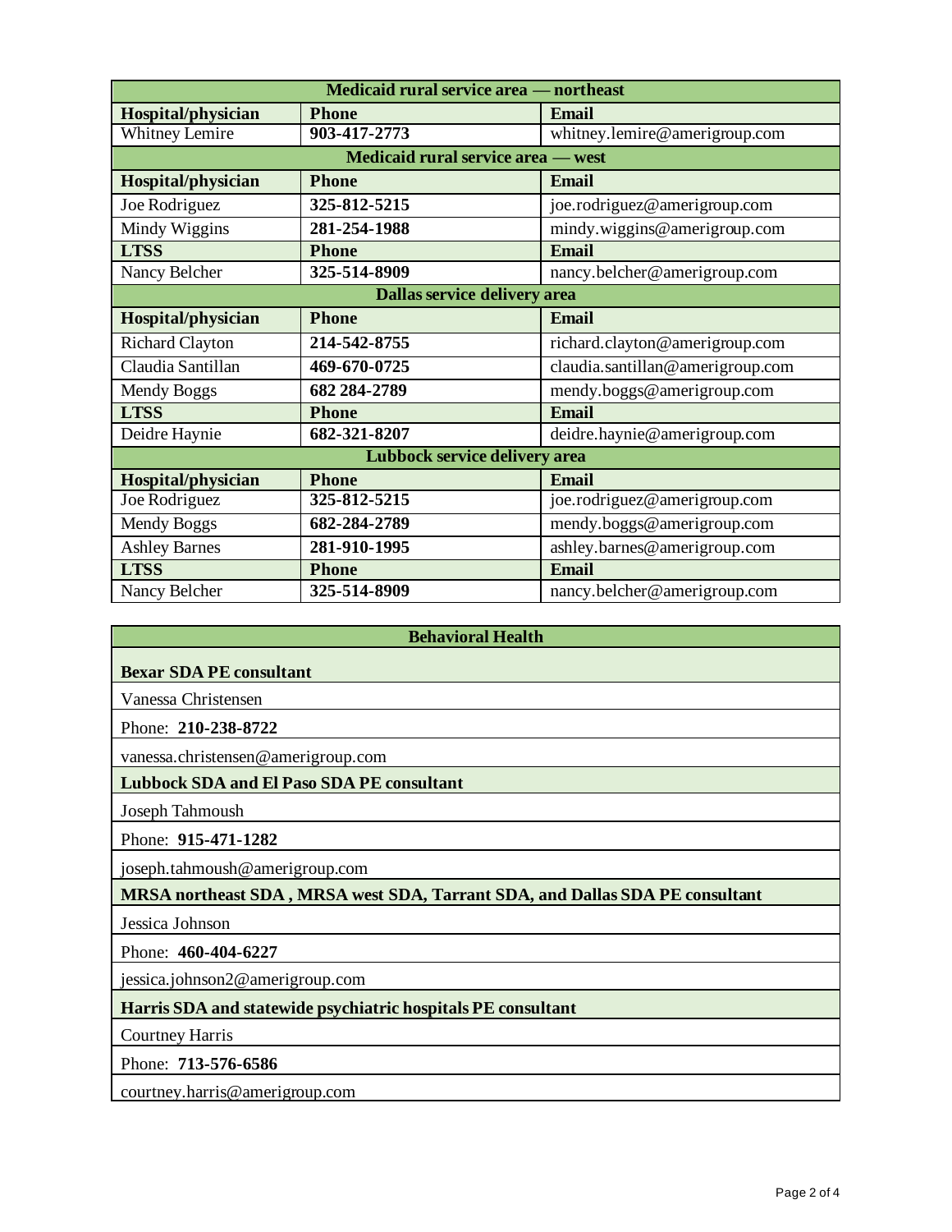| Medicaid rural service area — northeast | | |
|---|---|---|
| **Hospital/physician** | **Phone** | **Email** |
| Whitney Lemire | **903-417-2773** | whitney.lemire@amerigroup.com |
| **Medicaid rural service area — west** | | |
| **Hospital/physician** | **Phone** | **Email** |
| Joe Rodriguez | **325-812-5215** | joe.rodriguez@amerigroup.com |
| Mindy Wiggins | **281-254-1988** | mindy.wiggins@amerigroup.com |
| **LTSS** | **Phone** | **Email** |
| Nancy Belcher | **325-514-8909** | nancy.belcher@amerigroup.com |
| **Dallas service delivery area** | | |
| **Hospital/physician** | **Phone** | **Email** |
| Richard Clayton | **214-542-8755** | richard.clayton@amerigroup.com |
| Claudia Santillan | **469-670-0725** | claudia.santillan@amerigroup.com |
| Mendy Boggs | **682 284-2789** | mendy.boggs@amerigroup.com |
| **LTSS** | **Phone** | **Email** |
| Deidre Haynie | **682-321-8207** | deidre.haynie@amerigroup.com |
| **Lubbock service delivery area** | | |
| **Hospital/physician** | **Phone** | **Email** |
| Joe Rodriguez | **325-812-5215** | joe.rodriguez@amerigroup.com |
| Mendy Boggs | **682-284-2789** | mendy.boggs@amerigroup.com |
| Ashley Barnes | **281-910-1995** | ashley.barnes@amerigroup.com |
| **LTSS** | **Phone** | **Email** |
| Nancy Belcher | **325-514-8909** | nancy.belcher@amerigroup.com |

| Behavioral Health |
|---|
| **Bexar SDA PE consultant** |
| Vanessa Christensen |
| Phone: **210-238-8722** |
| vanessa.christensen@amerigroup.com |
| **Lubbock SDA and El Paso SDA PE consultant** |
| Joseph Tahmoush |
| Phone: **915-471-1282** |
| joseph.tahmoush@amerigroup.com |
| **MRSA northeast SDA , MRSA west SDA, Tarrant SDA, and Dallas SDA PE consultant** |
| Jessica Johnson |
| Phone: **460-404-6227** |
| jessica.johnson2@amerigroup.com |
| **Harris SDA and statewide psychiatric hospitals PE consultant** |
| Courtney Harris |
| Phone: **713-576-6586** |
| courtney.harris@amerigroup.com |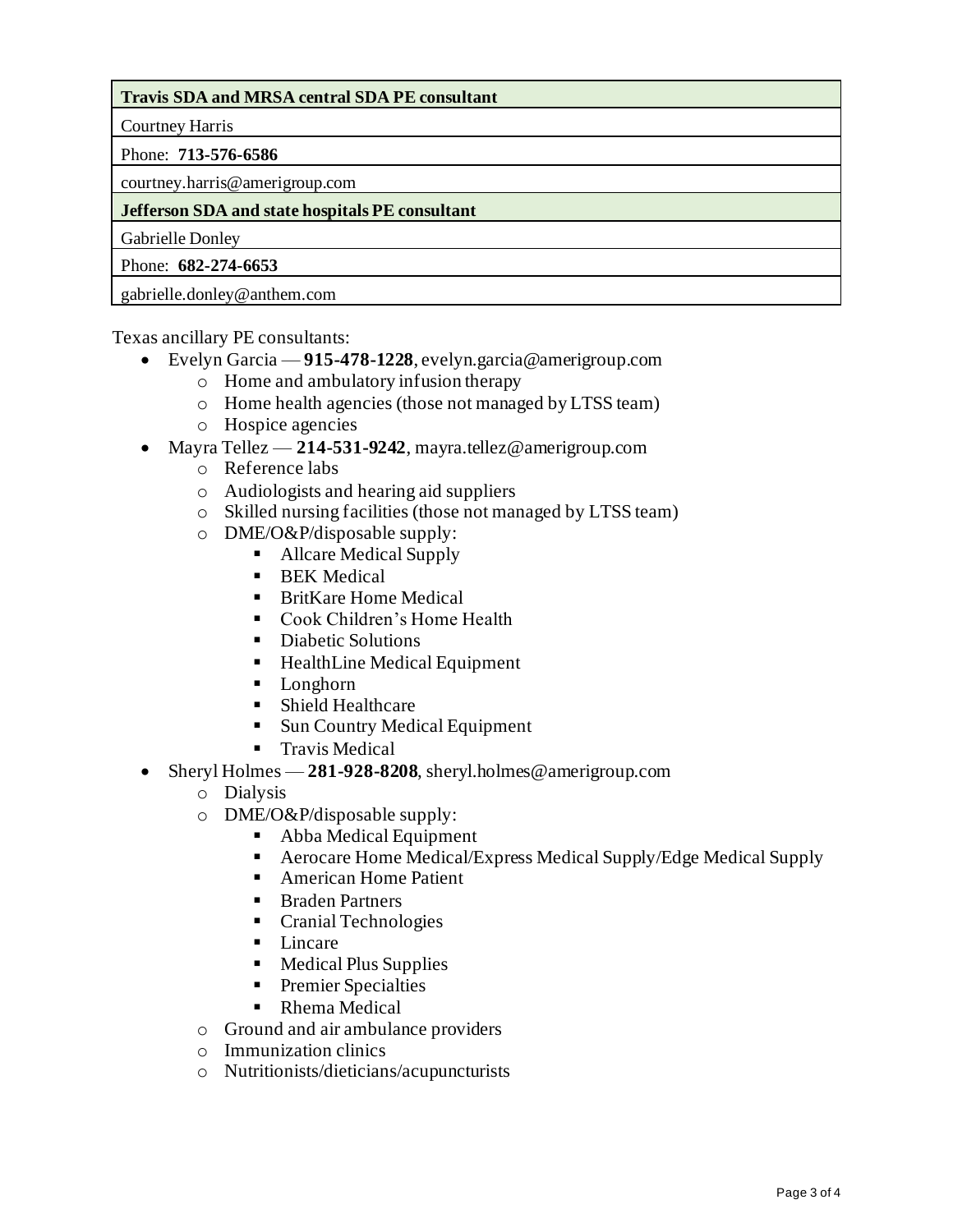| **Travis SDA and MRSA central SDA PE consultant** |
|---|
| Courtney Harris |
| Phone: **713-576-6586** |
| courtney.harris@amerigroup.com |
| **Jefferson SDA and state hospitals PE consultant** |
| Gabrielle Donley |
| Phone: **682-274-6653** |
| gabrielle.donley@anthem.com |

Texas ancillary PE consultants:

- Evelyn Garcia — **915-478-1228**, evelyn.garcia@amerigroup.com
  - Home and ambulatory infusion therapy
  - Home health agencies (those not managed by LTSS team)
  - Hospice agencies
- Mayra Tellez — **214-531-9242**, mayra.tellez@amerigroup.com
  - Reference labs
  - Audiologists and hearing aid suppliers
  - Skilled nursing facilities (those not managed by LTSS team)
  - DME/O&P/disposable supply:
    - Allcare Medical Supply
    - BEK Medical
    - BritKare Home Medical
    - Cook Children's Home Health
    - Diabetic Solutions
    - HealthLine Medical Equipment
    - Longhorn
    - Shield Healthcare
    - Sun Country Medical Equipment
    - Travis Medical
- Sheryl Holmes — **281-928-8208**, sheryl.holmes@amerigroup.com
  - Dialysis
  - DME/O&P/disposable supply:
    - Abba Medical Equipment
    - Aerocare Home Medical/Express Medical Supply/Edge Medical Supply
    - American Home Patient
    - Braden Partners
    - Cranial Technologies
    - Lincare
    - Medical Plus Supplies
    - Premier Specialties
    - Rhema Medical
  - Ground and air ambulance providers
  - Immunization clinics
  - Nutritionists/dieticians/acupuncturists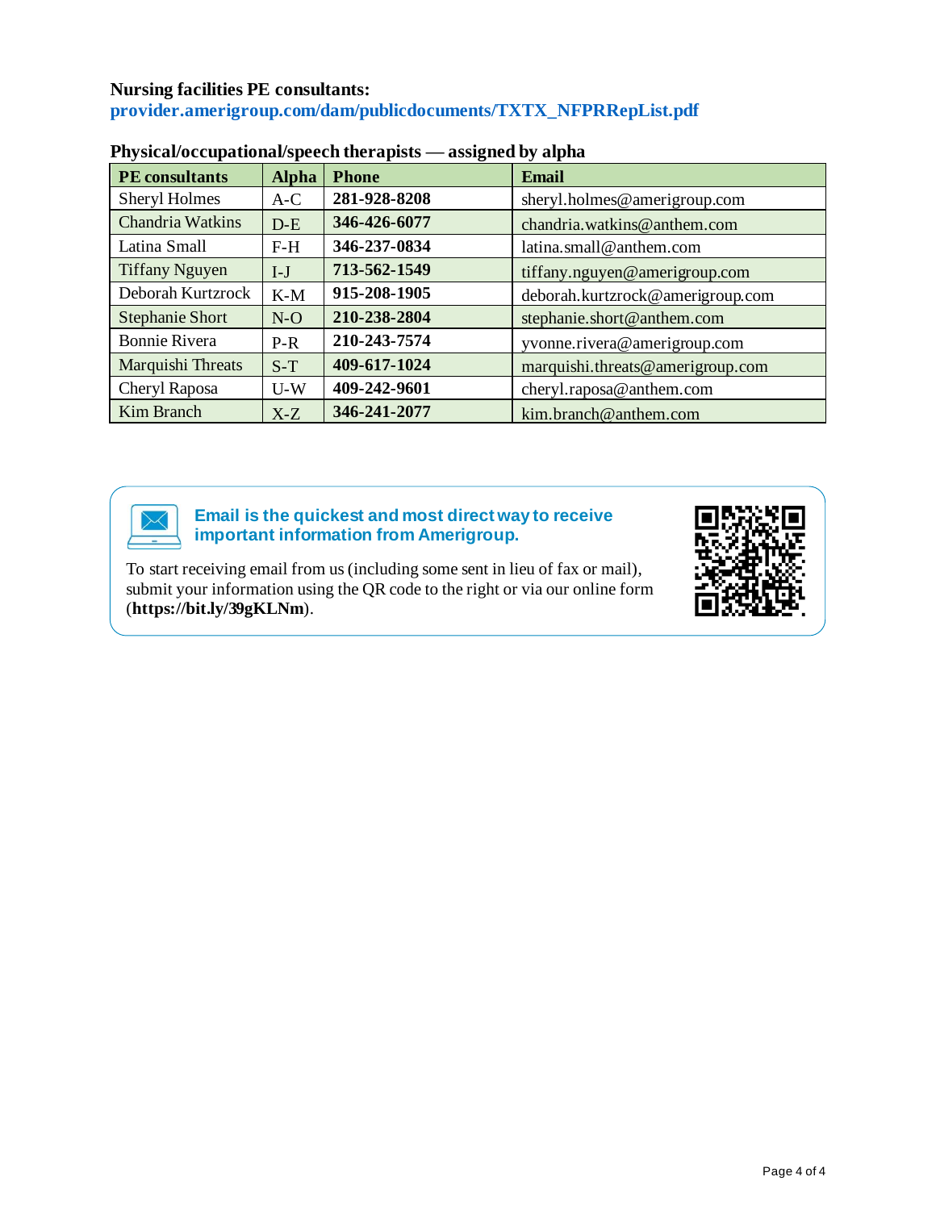**Nursing facilities PE consultants:**
**provider.amerigroup.com/dam/publicdocuments/TXTX_NFPRRepList.pdf**

**Physical/occupational/speech therapists — assigned by alpha**

| PE consultants | Alpha | Phone | Email |
|---|---|---|---|
| Sheryl Holmes | A-C | **281-928-8208** | sheryl.holmes@amerigroup.com |
| Chandria Watkins | D-E | **346-426-6077** | chandria.watkins@anthem.com |
| Latina Small | F-H | **346-237-0834** | latina.small@anthem.com |
| Tiffany Nguyen | I-J | **713-562-1549** | tiffany.nguyen@amerigroup.com |
| Deborah Kurtzrock | K-M | **915-208-1905** | deborah.kurtzrock@amerigroup.com |
| Stephanie Short | N-O | **210-238-2804** | stephanie.short@anthem.com |
| Bonnie Rivera | P-R | **210-243-7574** | yvonne.rivera@amerigroup.com |
| Marquishi Threats | S-T | **409-617-1024** | marquishi.threats@amerigroup.com |
| Cheryl Raposa | U-W | **409-242-9601** | cheryl.raposa@anthem.com |
| Kim Branch | X-Z | **346-241-2077** | kim.branch@anthem.com |

**Email is the quickest and most direct way to receive important information from Amerigroup.**

To start receiving email from us (including some sent in lieu of fax or mail), submit your information using the QR code to the right or via our online form (**https://bit.ly/39gKLNm**).